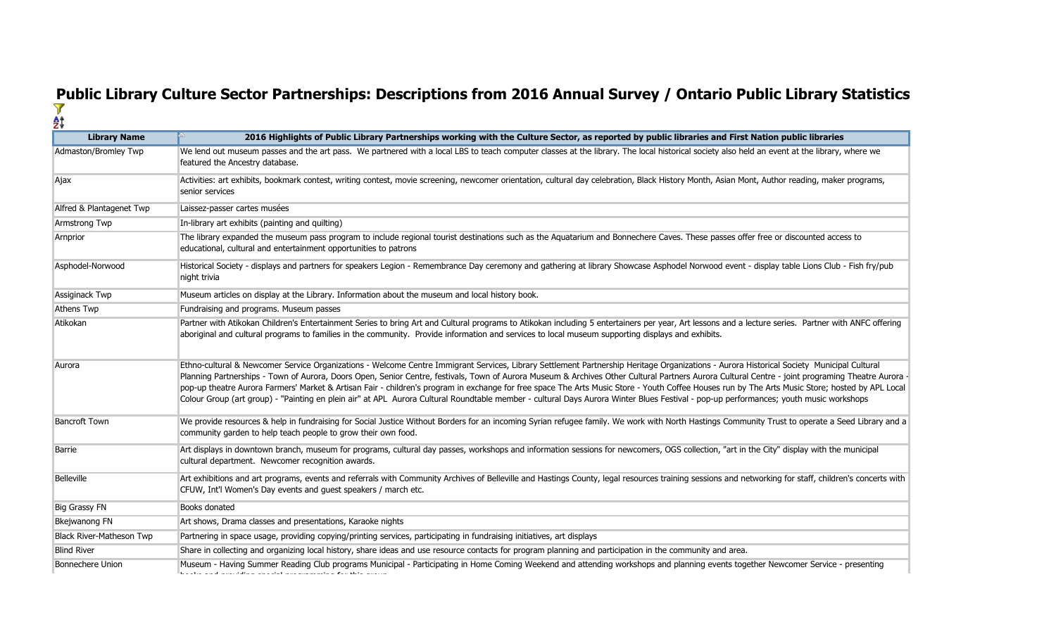# Public Library Culture Sector Partnerships: Descriptions from 2016 Annual Survey / Ontario Public Library Statistics

| Library Name | 2016 Highlights of Public Library Partnerships working with the Culture Sector, as reported by public libraries and First Nation public libraries |
|---|---|
| Admaston/Bromley Twp | We lend out museum passes and the art pass. We partnered with a local LBS to teach computer classes at the library. The local historical society also held an event at the library, where we featured the Ancestry database. |
| Ajax | Activities: art exhibits, bookmark contest, writing contest, movie screening, newcomer orientation, cultural day celebration, Black History Month, Asian Mont, Author reading, maker programs, senior services |
| Alfred & Plantagenet Twp | Laissez-passer cartes musées |
| Armstrong Twp | In-library art exhibits (painting and quilting) |
| Arnprior | The library expanded the museum pass program to include regional tourist destinations such as the Aquatarium and Bonnechere Caves. These passes offer free or discounted access to educational, cultural and entertainment opportunities to patrons |
| Asphodel-Norwood | Historical Society - displays and partners for speakers Legion - Remembrance Day ceremony and gathering at library Showcase Asphodel Norwood event - display table Lions Club - Fish fry/pub night trivia |
| Assiginack Twp | Museum articles on display at the Library. Information about the museum and local history book. |
| Athens Twp | Fundraising and programs. Museum passes |
| Atikokan | Partner with Atikokan Children's Entertainment Series to bring Art and Cultural programs to Atikokan including 5 entertainers per year, Art lessons and a lecture series. Partner with ANFC offering aboriginal and cultural programs to families in the community. Provide information and services to local museum supporting displays and exhibits. |
| Aurora | Ethno-cultural & Newcomer Service Organizations - Welcome Centre Immigrant Services, Library Settlement Partnership Heritage Organizations - Aurora Historical Society Municipal Cultural Planning Partnerships - Town of Aurora, Doors Open, Senior Centre, festivals, Town of Aurora Museum & Archives Other Cultural Partners Aurora Cultural Centre - joint programing Theatre Aurora - pop-up theatre Aurora Farmers' Market & Artisan Fair - children's program in exchange for free space The Arts Music Store - Youth Coffee Houses run by The Arts Music Store; hosted by APL Local Colour Group (art group) - "Painting en plein air" at APL Aurora Cultural Roundtable member - cultural Days Aurora Winter Blues Festival - pop-up performances; youth music workshops |
| Bancroft Town | We provide resources & help in fundraising for Social Justice Without Borders for an incoming Syrian refugee family. We work with North Hastings Community Trust to operate a Seed Library and a community garden to help teach people to grow their own food. |
| Barrie | Art displays in downtown branch, museum for programs, cultural day passes, workshops and information sessions for newcomers, OGS collection, "art in the City" display with the municipal cultural department. Newcomer recognition awards. |
| Belleville | Art exhibitions and art programs, events and referrals with Community Archives of Belleville and Hastings County, legal resources training sessions and networking for staff, children's concerts with CFUW, Int'l Women's Day events and guest speakers / march etc. |
| Big Grassy FN | Books donated |
| Bkejwanong FN | Art shows, Drama classes and presentations, Karaoke nights |
| Black River-Matheson Twp | Partnering in space usage, providing copying/printing services, participating in fundraising initiatives, art displays |
| Blind River | Share in collecting and organizing local history, share ideas and use resource contacts for program planning and participation in the community and area. |
| Bonnechere Union | Museum - Having Summer Reading Club programs Municipal - Participating in Home Coming Weekend and attending workshops and planning events together Newcomer Service - presenting books and providing special programming for this group |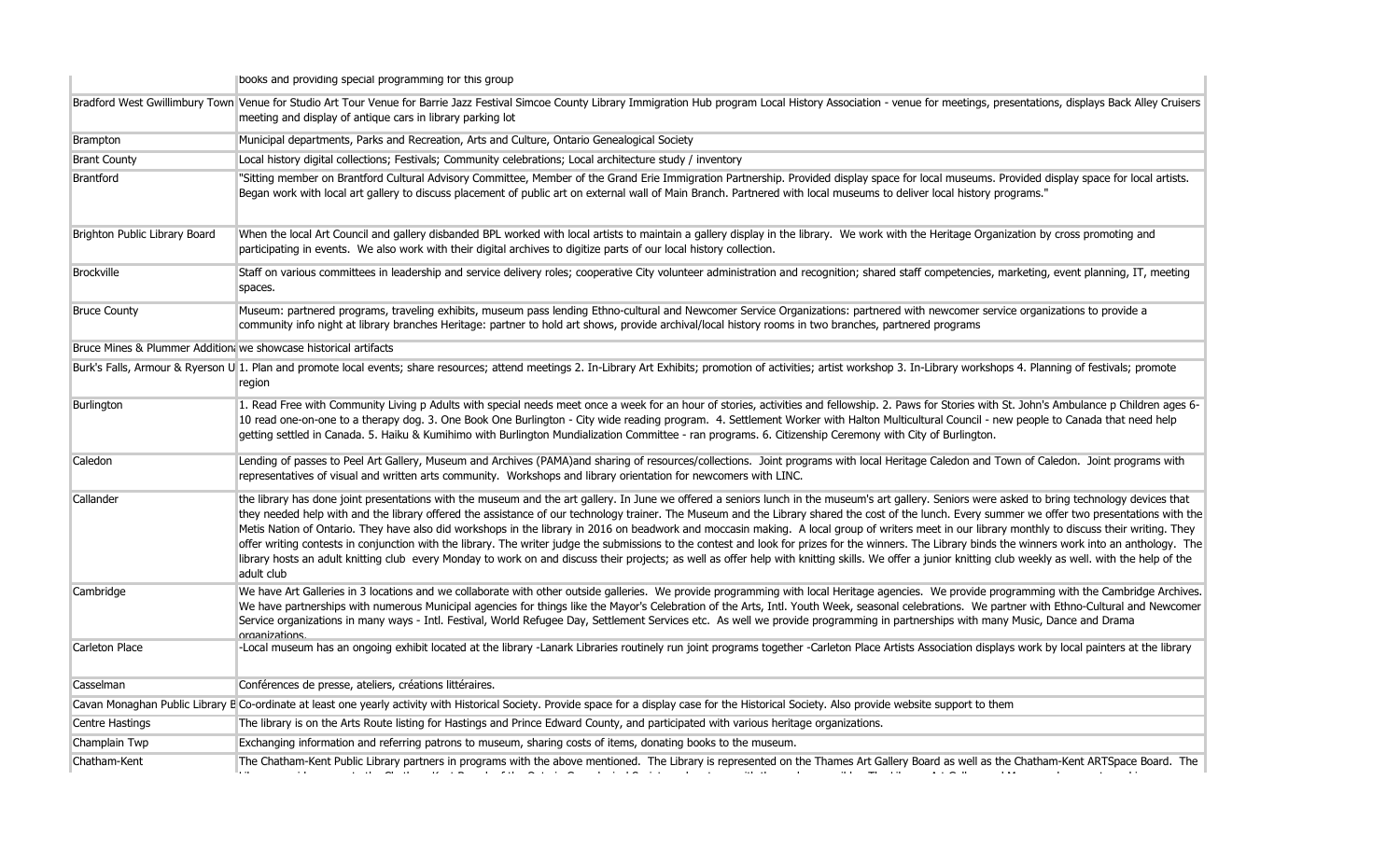| | |
|---|---|
| | books and providing special programming for this group |
| Bradford West Gwillimbury Town | Venue for Studio Art Tour Venue for Barrie Jazz Festival Simcoe County Library Immigration Hub program Local History Association - venue for meetings, presentations, displays Back Alley Cruisers meeting and display of antique cars in library parking lot |
| Brampton | Municipal departments, Parks and Recreation, Arts and Culture, Ontario Genealogical Society |
| Brant County | Local history digital collections; Festivals; Community celebrations; Local architecture study / inventory |
| Brantford | "Sitting member on Brantford Cultural Advisory Committee, Member of the Grand Erie Immigration Partnership. Provided display space for local museums. Provided display space for local artists. Began work with local art gallery to discuss placement of public art on external wall of Main Branch. Partnered with local museums to deliver local history programs." |
| Brighton Public Library Board | When the local Art Council and gallery disbanded BPL worked with local artists to maintain a gallery display in the library. We work with the Heritage Organization by cross promoting and participating in events. We also work with their digital archives to digitize parts of our local history collection. |
| Brockville | Staff on various committees in leadership and service delivery roles; cooperative City volunteer administration and recognition; shared staff competencies, marketing, event planning, IT, meeting spaces. |
| Bruce County | Museum: partnered programs, traveling exhibits, museum pass lending Ethno-cultural and Newcomer Service Organizations: partnered with newcomer service organizations to provide a community info night at library branches Heritage: partner to hold art shows, provide archival/local history rooms in two branches, partnered programs |
| Bruce Mines & Plummer Addition | we showcase historical artifacts |
| Burk's Falls, Armour & Ryerson U | 1. Plan and promote local events; share resources; attend meetings 2. In-Library Art Exhibits; promotion of activities; artist workshop 3. In-Library workshops 4. Planning of festivals; promote region |
| Burlington | 1. Read Free with Community Living p Adults with special needs meet once a week for an hour of stories, activities and fellowship. 2. Paws for Stories with St. John's Ambulance p Children ages 6-10 read one-on-one to a therapy dog. 3. One Book One Burlington - City wide reading program. 4. Settlement Worker with Halton Multicultural Council - new people to Canada that need help getting settled in Canada. 5. Haiku & Kumihimo with Burlington Mundialization Committee - ran programs. 6. Citizenship Ceremony with City of Burlington. |
| Caledon | Lending of passes to Peel Art Gallery, Museum and Archives (PAMA)and sharing of resources/collections. Joint programs with local Heritage Caledon and Town of Caledon. Joint programs with representatives of visual and written arts community. Workshops and library orientation for newcomers with LINC. |
| Callander | the library has done joint presentations with the museum and the art gallery. In June we offered a seniors lunch in the museum's art gallery. Seniors were asked to bring technology devices that they needed help with and the library offered the assistance of our technology trainer. The Museum and the Library shared the cost of the lunch. Every summer we offer two presentations with the Metis Nation of Ontario. They have also did workshops in the library in 2016 on beadwork and moccasin making. A local group of writers meet in our library monthly to discuss their writing. They offer writing contests in conjunction with the library. The writer judge the submissions to the contest and look for prizes for the winners. The Library binds the winners work into an anthology. The library hosts an adult knitting club every Monday to work on and discuss their projects; as well as offer help with knitting skills. We offer a junior knitting club weekly as well. with the help of the adult club |
| Cambridge | We have Art Galleries in 3 locations and we collaborate with other outside galleries. We provide programming with local Heritage agencies. We provide programming with the Cambridge Archives. We have partnerships with numerous Municipal agencies for things like the Mayor's Celebration of the Arts, Intl. Youth Week, seasonal celebrations. We partner with Ethno-Cultural and Newcomer Service organizations in many ways - Intl. Festival, World Refugee Day, Settlement Services etc. As well we provide programming in partnerships with many Music, Dance and Drama organizations. |
| Carleton Place | -Local museum has an ongoing exhibit located at the library -Lanark Libraries routinely run joint programs together -Carleton Place Artists Association displays work by local painters at the library |
| Casselman | Conférences de presse, ateliers, créations littéraires. |
| Cavan Monaghan Public Library B | Co-ordinate at least one yearly activity with Historical Society. Provide space for a display case for the Historical Society. Also provide website support to them |
| Centre Hastings | The library is on the Arts Route listing for Hastings and Prince Edward County, and participated with various heritage organizations. |
| Champlain Twp | Exchanging information and referring patrons to museum, sharing costs of items, donating books to the museum. |
| Chatham-Kent | The Chatham-Kent Public Library partners in programs with the above mentioned. The Library is represented on the Thames Art Gallery Board as well as the Chatham-Kent ARTSpace Board. The |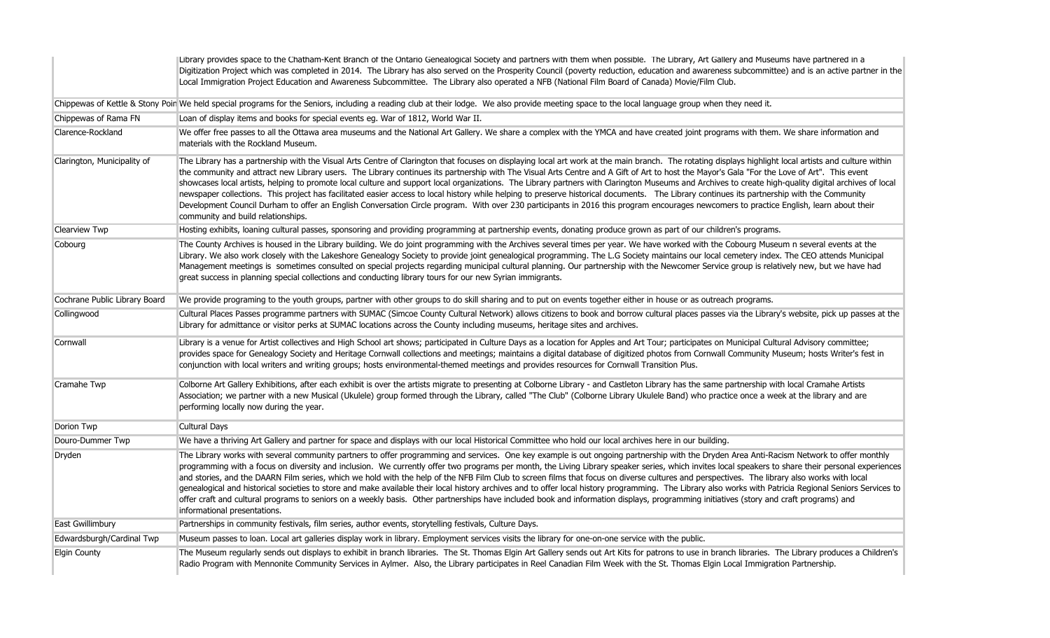| | |
|---|---|
| | Library provides space to the Chatham-Kent Branch of the Ontario Genealogical Society and partners with them when possible. The Library, Art Gallery and Museums have partnered in a Digitization Project which was completed in 2014. The Library has also served on the Prosperity Council (poverty reduction, education and awareness subcommittee) and is an active partner in the Local Immigration Project Education and Awareness Subcommittee. The Library also operated a NFB (National Film Board of Canada) Movie/Film Club. |
| Chippewas of Kettle & Stony Poin | We held special programs for the Seniors, including a reading club at their lodge. We also provide meeting space to the local language group when they need it. |
| Chippewas of Rama FN | Loan of display items and books for special events eg. War of 1812, World War II. |
| Clarence-Rockland | We offer free passes to all the Ottawa area museums and the National Art Gallery. We share a complex with the YMCA and have created joint programs with them. We share information and materials with the Rockland Museum. |
| Clarington, Municipality of | The Library has a partnership with the Visual Arts Centre of Clarington that focuses on displaying local art work at the main branch. The rotating displays highlight local artists and culture within the community and attract new Library users. The Library continues its partnership with The Visual Arts Centre and A Gift of Art to host the Mayor's Gala "For the Love of Art". This event showcases local artists, helping to promote local culture and support local organizations. The Library partners with Clarington Museums and Archives to create high-quality digital archives of local newspaper collections. This project has facilitated easier access to local history while helping to preserve historical documents. The Library continues its partnership with the Community Development Council Durham to offer an English Conversation Circle program. With over 230 participants in 2016 this program encourages newcomers to practice English, learn about their community and build relationships. |
| Clearview Twp | Hosting exhibits, loaning cultural passes, sponsoring and providing programming at partnership events, donating produce grown as part of our children's programs. |
| Cobourg | The County Archives is housed in the Library building. We do joint programming with the Archives several times per year. We have worked with the Cobourg Museum n several events at the Library. We also work closely with the Lakeshore Genealogy Society to provide joint genealogical programming. The L.G Society maintains our local cemetery index. The CEO attends Municipal Management meetings is sometimes consulted on special projects regarding municipal cultural planning. Our partnership with the Newcomer Service group is relatively new, but we have had great success in planning special collections and conducting library tours for our new Syrian immigrants. |
| Cochrane Public Library Board | We provide programing to the youth groups, partner with other groups to do skill sharing and to put on events together either in house or as outreach programs. |
| Collingwood | Cultural Places Passes programme partners with SUMAC (Simcoe County Cultural Network) allows citizens to book and borrow cultural places passes via the Library's website, pick up passes at the Library for admittance or visitor perks at SUMAC locations across the County including museums, heritage sites and archives. |
| Cornwall | Library is a venue for Artist collectives and High School art shows; participated in Culture Days as a location for Apples and Art Tour; participates on Municipal Cultural Advisory committee; provides space for Genealogy Society and Heritage Cornwall collections and meetings; maintains a digital database of digitized photos from Cornwall Community Museum; hosts Writer's fest in conjunction with local writers and writing groups; hosts environmental-themed meetings and provides resources for Cornwall Transition Plus. |
| Cramahe Twp | Colborne Art Gallery Exhibitions, after each exhibit is over the artists migrate to presenting at Colborne Library - and Castleton Library has the same partnership with local Cramahe Artists Association; we partner with a new Musical (Ukulele) group formed through the Library, called "The Club" (Colborne Library Ukulele Band) who practice once a week at the library and are performing locally now during the year. |
| Dorion Twp | Cultural Days |
| Douro-Dummer Twp | We have a thriving Art Gallery and partner for space and displays with our local Historical Committee who hold our local archives here in our building. |
| Dryden | The Library works with several community partners to offer programming and services. One key example is out ongoing partnership with the Dryden Area Anti-Racism Network to offer monthly programming with a focus on diversity and inclusion. We currently offer two programs per month, the Living Library speaker series, which invites local speakers to share their personal experiences and stories, and the DAARN Film series, which we hold with the help of the NFB Film Club to screen films that focus on diverse cultures and perspectives. The library also works with local genealogical and historical societies to store and make available their local history archives and to offer local history programming. The Library also works with Patricia Regional Seniors Services to offer craft and cultural programs to seniors on a weekly basis. Other partnerships have included book and information displays, programming initiatives (story and craft programs) and informational presentations. |
| East Gwillimbury | Partnerships in community festivals, film series, author events, storytelling festivals, Culture Days. |
| Edwardsburgh/Cardinal Twp | Museum passes to loan. Local art galleries display work in library. Employment services visits the library for one-on-one service with the public. |
| Elgin County | The Museum regularly sends out displays to exhibit in branch libraries. The St. Thomas Elgin Art Gallery sends out Art Kits for patrons to use in branch libraries. The Library produces a Children's Radio Program with Mennonite Community Services in Aylmer. Also, the Library participates in Reel Canadian Film Week with the St. Thomas Elgin Local Immigration Partnership. |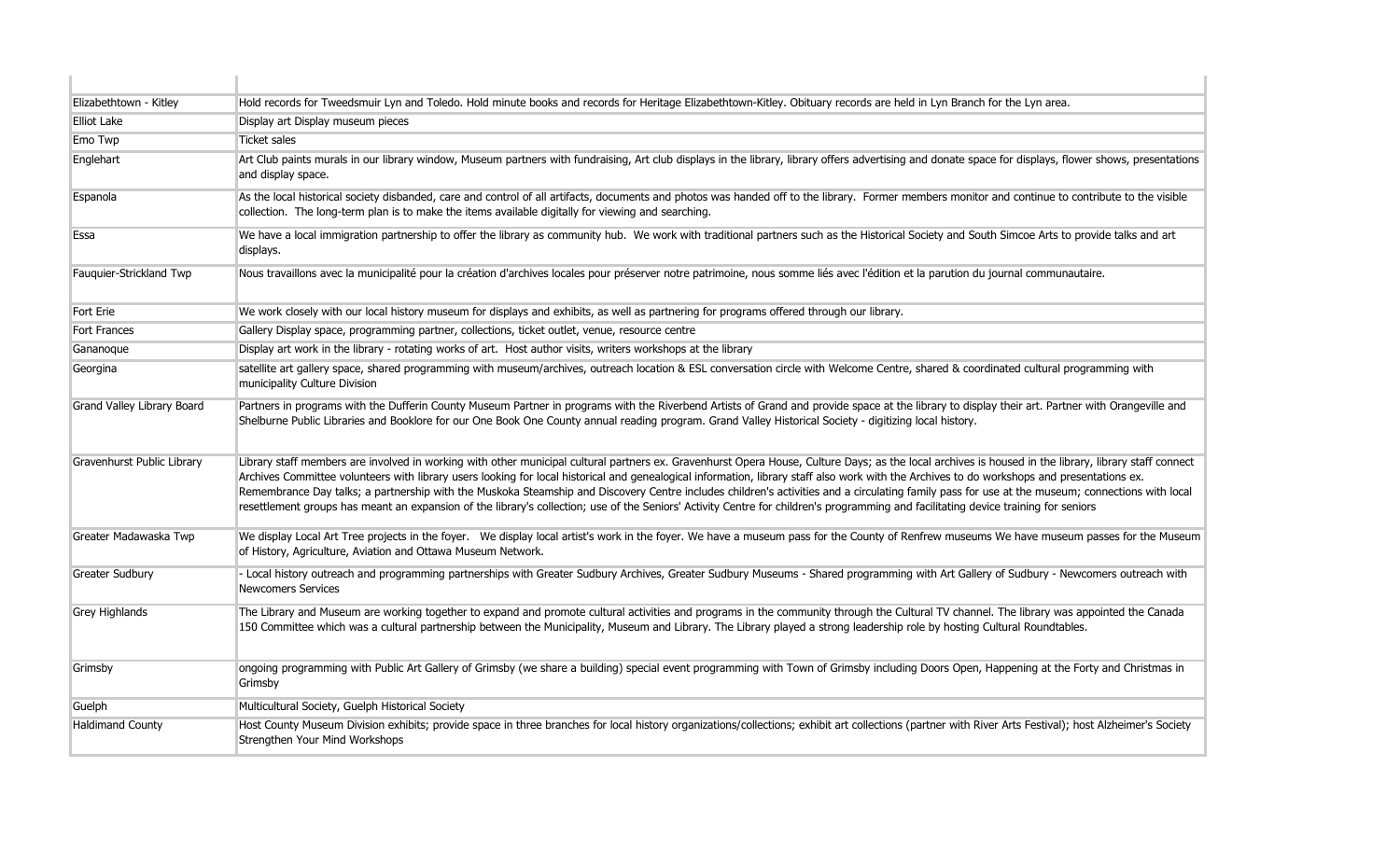| | |
|---|---|
| Elizabethtown - Kitley | Hold records for Tweedsmuir Lyn and Toledo. Hold minute books and records for Heritage Elizabethtown-Kitley. Obituary records are held in Lyn Branch for the Lyn area. |
| Elliot Lake | Display art Display museum pieces |
| Emo Twp | Ticket sales |
| Englehart | Art Club paints murals in our library window, Museum partners with fundraising, Art club displays in the library, library offers advertising and donate space for displays, flower shows, presentations and display space. |
| Espanola | As the local historical society disbanded, care and control of all artifacts, documents and photos was handed off to the library. Former members monitor and continue to contribute to the visible collection. The long-term plan is to make the items available digitally for viewing and searching. |
| Essa | We have a local immigration partnership to offer the library as community hub. We work with traditional partners such as the Historical Society and South Simcoe Arts to provide talks and art displays. |
| Fauquier-Strickland Twp | Nous travaillons avec la municipalité pour la création d'archives locales pour préserver notre patrimoine, nous somme liés avec l'édition et la parution du journal communautaire. |
| Fort Erie | We work closely with our local history museum for displays and exhibits, as well as partnering for programs offered through our library. |
| Fort Frances | Gallery Display space, programming partner, collections, ticket outlet, venue, resource centre |
| Gananoque | Display art work in the library - rotating works of art. Host author visits, writers workshops at the library |
| Georgina | satellite art gallery space, shared programming with museum/archives, outreach location & ESL conversation circle with Welcome Centre, shared & coordinated cultural programming with municipality Culture Division |
| Grand Valley Library Board | Partners in programs with the Dufferin County Museum Partner in programs with the Riverbend Artists of Grand and provide space at the library to display their art. Partner with Orangeville and Shelburne Public Libraries and Booklore for our One Book One County annual reading program. Grand Valley Historical Society - digitizing local history. |
| Gravenhurst Public Library | Library staff members are involved in working with other municipal cultural partners ex. Gravenhurst Opera House, Culture Days; as the local archives is housed in the library, library staff connect Archives Committee volunteers with library users looking for local historical and genealogical information, library staff also work with the Archives to do workshops and presentations ex. Remembrance Day talks; a partnership with the Muskoka Steamship and Discovery Centre includes children's activities and a circulating family pass for use at the museum; connections with local resettlement groups has meant an expansion of the library's collection; use of the Seniors' Activity Centre for children's programming and facilitating device training for seniors |
| Greater Madawaska Twp | We display Local Art Tree projects in the foyer. We display local artist's work in the foyer. We have a museum pass for the County of Renfrew museums We have museum passes for the Museum of History, Agriculture, Aviation and Ottawa Museum Network. |
| Greater Sudbury | - Local history outreach and programming partnerships with Greater Sudbury Archives, Greater Sudbury Museums - Shared programming with Art Gallery of Sudbury - Newcomers outreach with Newcomers Services |
| Grey Highlands | The Library and Museum are working together to expand and promote cultural activities and programs in the community through the Cultural TV channel. The library was appointed the Canada 150 Committee which was a cultural partnership between the Municipality, Museum and Library. The Library played a strong leadership role by hosting Cultural Roundtables. |
| Grimsby | ongoing programming with Public Art Gallery of Grimsby (we share a building) special event programming with Town of Grimsby including Doors Open, Happening at the Forty and Christmas in Grimsby |
| Guelph | Multicultural Society, Guelph Historical Society |
| Haldimand County | Host County Museum Division exhibits; provide space in three branches for local history organizations/collections; exhibit art collections (partner with River Arts Festival); host Alzheimer's Society Strengthen Your Mind Workshops |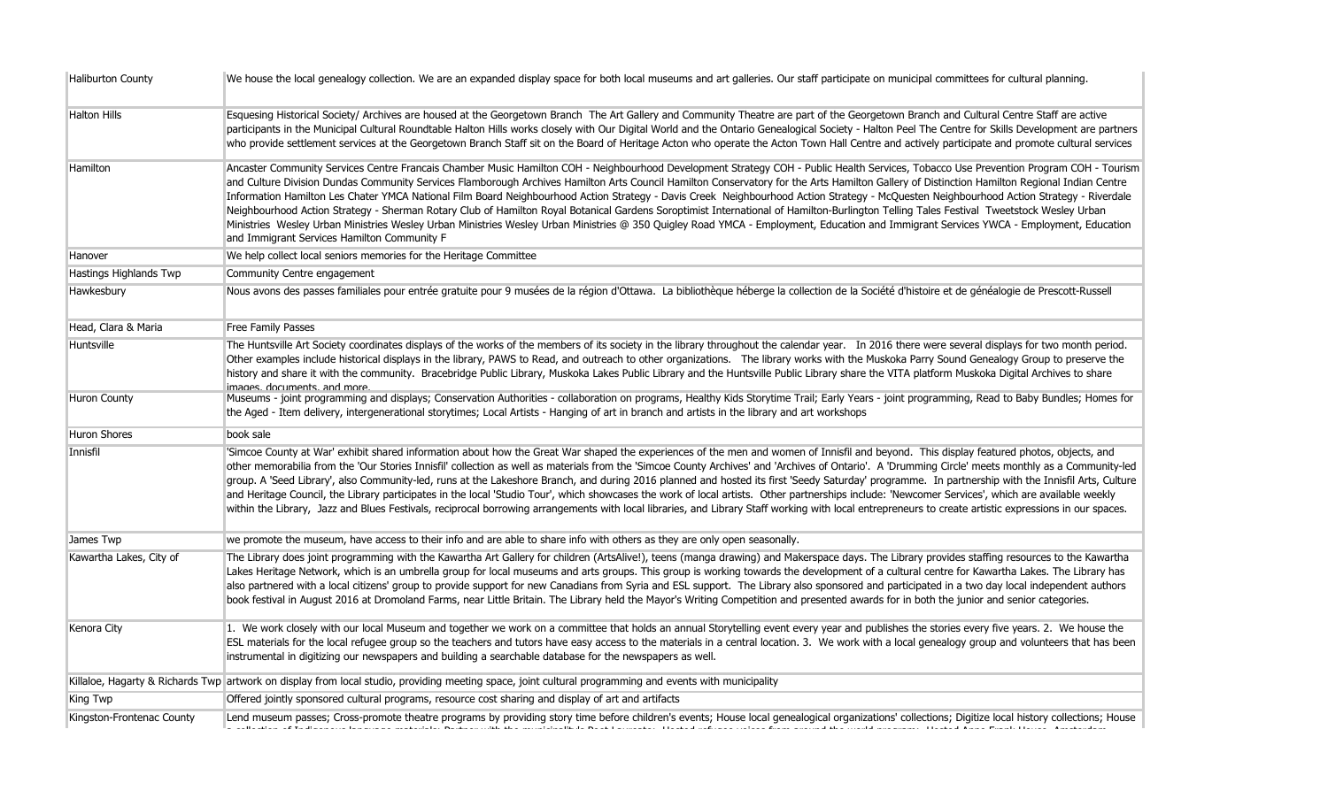| Haliburton County | We house the local genealogy collection. We are an expanded display space for both local museums and art galleries. Our staff participate on municipal committees for cultural planning. |
|---|---|
| Halton Hills | Esquesing Historical Society/ Archives are housed at the Georgetown Branch The Art Gallery and Community Theatre are part of the Georgetown Branch and Cultural Centre Staff are active participants in the Municipal Cultural Roundtable Halton Hills works closely with Our Digital World and the Ontario Genealogical Society - Halton Peel The Centre for Skills Development are partners who provide settlement services at the Georgetown Branch Staff sit on the Board of Heritage Acton who operate the Acton Town Hall Centre and actively participate and promote cultural services |
| Hamilton | Ancaster Community Services Centre Francais Chamber Music Hamilton COH - Neighbourhood Development Strategy COH - Public Health Services, Tobacco Use Prevention Program COH - Tourism and Culture Division Dundas Community Services Flamborough Archives Hamilton Arts Council Hamilton Conservatory for the Arts Hamilton Gallery of Distinction Hamilton Regional Indian Centre Information Hamilton Les Chater YMCA National Film Board Neighbourhood Action Strategy - Davis Creek Neighbourhood Action Strategy - McQuesten Neighbourhood Action Strategy - Riverdale Neighbourhood Action Strategy - Sherman Rotary Club of Hamilton Royal Botanical Gardens Soroptimist International of Hamilton-Burlington Telling Tales Festival Tweetstock Wesley Urban Ministries Wesley Urban Ministries Wesley Urban Ministries Wesley Urban Ministries @ 350 Quigley Road YMCA - Employment, Education and Immigrant Services YWCA - Employment, Education and Immigrant Services Hamilton Community F |
| Hanover | We help collect local seniors memories for the Heritage Committee |
| Hastings Highlands Twp | Community Centre engagement |
| Hawkesbury | Nous avons des passes familiales pour entrée gratuite pour 9 musées de la région d'Ottawa. La bibliothèque héberge la collection de la Société d'histoire et de généalogie de Prescott-Russell |
| Head, Clara & Maria | Free Family Passes |
| Huntsville | The Huntsville Art Society coordinates displays of the works of the members of its society in the library throughout the calendar year. In 2016 there were several displays for two month period. Other examples include historical displays in the library, PAWS to Read, and outreach to other organizations. The library works with the Muskoka Parry Sound Genealogy Group to preserve the history and share it with the community. Bracebridge Public Library, Muskoka Lakes Public Library and the Huntsville Public Library share the VITA platform Muskoka Digital Archives to share images, documents, and more. |
| Huron County | Museums - joint programming and displays; Conservation Authorities - collaboration on programs, Healthy Kids Storytime Trail; Early Years - joint programming, Read to Baby Bundles; Homes for the Aged - Item delivery, intergenerational storytimes; Local Artists - Hanging of art in branch and artists in the library and art workshops |
| Huron Shores | book sale |
| Innisfil | 'Simcoe County at War' exhibit shared information about how the Great War shaped the experiences of the men and women of Innisfil and beyond. This display featured photos, objects, and other memorabilia from the 'Our Stories Innisfil' collection as well as materials from the 'Simcoe County Archives' and 'Archives of Ontario'. A 'Drumming Circle' meets monthly as a Community-led group. A 'Seed Library', also Community-led, runs at the Lakeshore Branch, and during 2016 planned and hosted its first 'Seedy Saturday' programme. In partnership with the Innisfil Arts, Culture and Heritage Council, the Library participates in the local 'Studio Tour', which showcases the work of local artists. Other partnerships include: 'Newcomer Services', which are available weekly within the Library, Jazz and Blues Festivals, reciprocal borrowing arrangements with local libraries, and Library Staff working with local entrepreneurs to create artistic expressions in our spaces. |
| James Twp | we promote the museum, have access to their info and are able to share info with others as they are only open seasonally. |
| Kawartha Lakes, City of | The Library does joint programming with the Kawartha Art Gallery for children (ArtsAlive!), teens (manga drawing) and Makerspace days. The Library provides staffing resources to the Kawartha Lakes Heritage Network, which is an umbrella group for local museums and arts groups. This group is working towards the development of a cultural centre for Kawartha Lakes. The Library has also partnered with a local citizens' group to provide support for new Canadians from Syria and ESL support. The Library also sponsored and participated in a two day local independent authors book festival in August 2016 at Dromoland Farms, near Little Britain. The Library held the Mayor's Writing Competition and presented awards for in both the junior and senior categories. |
| Kenora City | 1. We work closely with our local Museum and together we work on a committee that holds an annual Storytelling event every year and publishes the stories every five years. 2. We house the ESL materials for the local refugee group so the teachers and tutors have easy access to the materials in a central location. 3. We work with a local genealogy group and volunteers that has been instrumental in digitizing our newspapers and building a searchable database for the newspapers as well. |
| Killaloe, Hagarty & Richards Twp | artwork on display from local studio, providing meeting space, joint cultural programming and events with municipality |
| King Twp | Offered jointly sponsored cultural programs, resource cost sharing and display of art and artifacts |
| Kingston-Frontenac County | Lend museum passes; Cross-promote theatre programs by providing story time before children's events; House local genealogical organizations' collections; Digitize local history collections; House |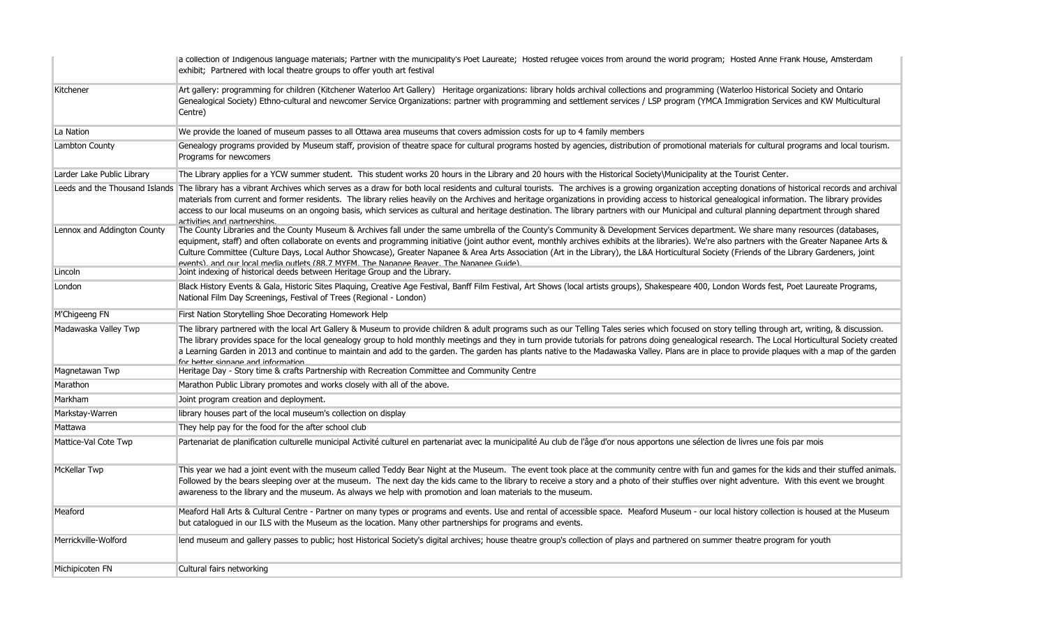| | |
|---|---|
| | a collection of Indigenous language materials; Partner with the municipality's Poet Laureate; Hosted refugee voices from around the world program; Hosted Anne Frank House, Amsterdam exhibit; Partnered with local theatre groups to offer youth art festival |
| Kitchener | Art gallery: programming for children (Kitchener Waterloo Art Gallery) Heritage organizations: library holds archival collections and programming (Waterloo Historical Society and Ontario Genealogical Society) Ethno-cultural and newcomer Service Organizations: partner with programming and settlement services / LSP program (YMCA Immigration Services and KW Multicultural Centre) |
| La Nation | We provide the loaned of museum passes to all Ottawa area museums that covers admission costs for up to 4 family members |
| Lambton County | Genealogy programs provided by Museum staff, provision of theatre space for cultural programs hosted by agencies, distribution of promotional materials for cultural programs and local tourism. Programs for newcomers |
| Larder Lake Public Library | The Library applies for a YCW summer student. This student works 20 hours in the Library and 20 hours with the Historical Society\Municipality at the Tourist Center. |
| Leeds and the Thousand Islands | The library has a vibrant Archives which serves as a draw for both local residents and cultural tourists. The archives is a growing organization accepting donations of historical records and archival materials from current and former residents. The library relies heavily on the Archives and heritage organizations in providing access to historical genealogical information. The library provides access to our local museums on an ongoing basis, which services as cultural and heritage destination. The library partners with our Municipal and cultural planning department through shared activities and partnerships. |
| Lennox and Addington County | The County Libraries and the County Museum & Archives fall under the same umbrella of the County's Community & Development Services department. We share many resources (databases, equipment, staff) and often collaborate on events and programming initiative (joint author event, monthly archives exhibits at the libraries). We're also partners with the Greater Napanee Arts & Culture Committee (Culture Days, Local Author Showcase), Greater Napanee & Area Arts Association (Art in the Library), the L&A Horticultural Society (Friends of the Library Gardeners, joint events), and our local media outlets (88.7 MYFM, The Napanee Beaver, The Napanee Guide). |
| Lincoln | Joint indexing of historical deeds between Heritage Group and the Library. |
| London | Black History Events & Gala, Historic Sites Plaquing, Creative Age Festival, Banff Film Festival, Art Shows (local artists groups), Shakespeare 400, London Words fest, Poet Laureate Programs, National Film Day Screenings, Festival of Trees (Regional - London) |
| M'Chigeeng FN | First Nation Storytelling Shoe Decorating Homework Help |
| Madawaska Valley Twp | The library partnered with the local Art Gallery & Museum to provide children & adult programs such as our Telling Tales series which focused on story telling through art, writing, & discussion. The library provides space for the local genealogy group to hold monthly meetings and they in turn provide tutorials for patrons doing genealogical research. The Local Horticultural Society created a Learning Garden in 2013 and continue to maintain and add to the garden. The garden has plants native to the Madawaska Valley. Plans are in place to provide plaques with a map of the garden for better signage and information. |
| Magnetawan Twp | Heritage Day - Story time & crafts Partnership with Recreation Committee and Community Centre |
| Marathon | Marathon Public Library promotes and works closely with all of the above. |
| Markham | Joint program creation and deployment. |
| Markstay-Warren | library houses part of the local museum's collection on display |
| Mattawa | They help pay for the food for the after school club |
| Mattice-Val Cote Twp | Partenariat de planification culturelle municipal Activité culturel en partenariat avec la municipalité Au club de l'âge d'or nous apportons une sélection de livres une fois par mois |
| McKellar Twp | This year we had a joint event with the museum called Teddy Bear Night at the Museum. The event took place at the community centre with fun and games for the kids and their stuffed animals. Followed by the bears sleeping over at the museum. The next day the kids came to the library to receive a story and a photo of their stuffies over night adventure. With this event we brought awareness to the library and the museum. As always we help with promotion and loan materials to the museum. |
| Meaford | Meaford Hall Arts & Cultural Centre - Partner on many types or programs and events. Use and rental of accessible space. Meaford Museum - our local history collection is housed at the Museum but catalogued in our ILS with the Museum as the location. Many other partnerships for programs and events. |
| Merrickville-Wolford | lend museum and gallery passes to public; host Historical Society's digital archives; house theatre group's collection of plays and partnered on summer theatre program for youth |
| Michipicoten FN | Cultural fairs networking |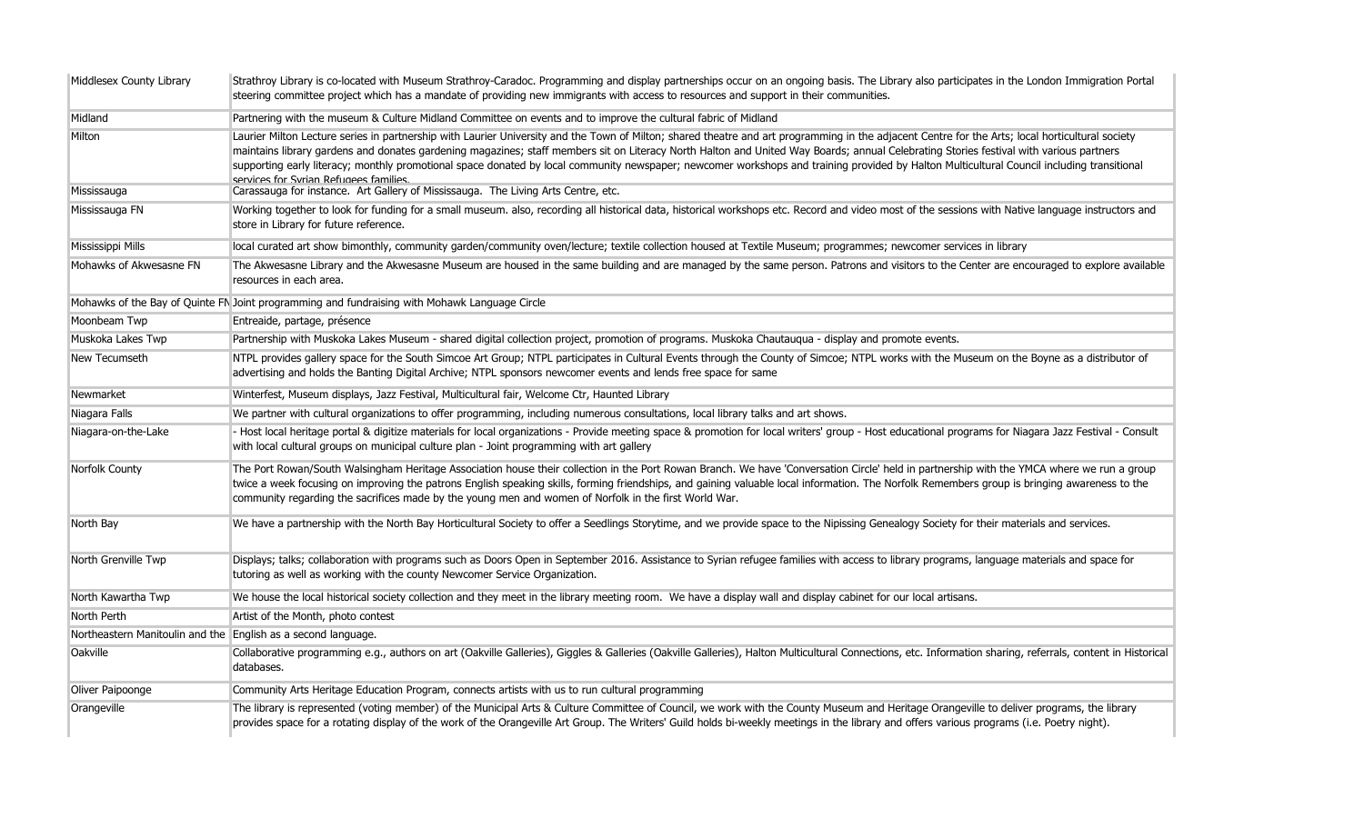| | |
|---|---|
| Middlesex County Library | Strathroy Library is co-located with Museum Strathroy-Caradoc. Programming and display partnerships occur on an ongoing basis. The Library also participates in the London Immigration Portal steering committee project which has a mandate of providing new immigrants with access to resources and support in their communities. |
| Midland | Partnering with the museum & Culture Midland Committee on events and to improve the cultural fabric of Midland |
| Milton | Laurier Milton Lecture series in partnership with Laurier University and the Town of Milton; shared theatre and art programming in the adjacent Centre for the Arts; local horticultural society maintains library gardens and donates gardening magazines; staff members sit on Literacy North Halton and United Way Boards; annual Celebrating Stories festival with various partners supporting early literacy; monthly promotional space donated by local community newspaper; newcomer workshops and training provided by Halton Multicultural Council including transitional services for Syrian Refugees families. |
| Mississauga | Carassauga for instance. Art Gallery of Mississauga. The Living Arts Centre, etc. |
| Mississauga FN | Working together to look for funding for a small museum. also, recording all historical data, historical workshops etc. Record and video most of the sessions with Native language instructors and store in Library for future reference. |
| Mississippi Mills | local curated art show bimonthly, community garden/community oven/lecture; textile collection housed at Textile Museum; programmes; newcomer services in library |
| Mohawks of Akwesasne FN | The Akwesasne Library and the Akwesasne Museum are housed in the same building and are managed by the same person. Patrons and visitors to the Center are encouraged to explore available resources in each area. |
| Mohawks of the Bay of Quinte FN | Joint programming and fundraising with Mohawk Language Circle |
| Moonbeam Twp | Entreaide, partage, présence |
| Muskoka Lakes Twp | Partnership with Muskoka Lakes Museum - shared digital collection project, promotion of programs. Muskoka Chautauqua - display and promote events. |
| New Tecumseth | NTPL provides gallery space for the South Simcoe Art Group; NTPL participates in Cultural Events through the County of Simcoe; NTPL works with the Museum on the Boyne as a distributor of advertising and holds the Banting Digital Archive; NTPL sponsors newcomer events and lends free space for same |
| Newmarket | Winterfest, Museum displays, Jazz Festival, Multicultural fair, Welcome Ctr, Haunted Library |
| Niagara Falls | We partner with cultural organizations to offer programming, including numerous consultations, local library talks and art shows. |
| Niagara-on-the-Lake | - Host local heritage portal & digitize materials for local organizations - Provide meeting space & promotion for local writers' group - Host educational programs for Niagara Jazz Festival - Consult with local cultural groups on municipal culture plan - Joint programming with art gallery |
| Norfolk County | The Port Rowan/South Walsingham Heritage Association house their collection in the Port Rowan Branch. We have 'Conversation Circle' held in partnership with the YMCA where we run a group twice a week focusing on improving the patrons English speaking skills, forming friendships, and gaining valuable local information. The Norfolk Remembers group is bringing awareness to the community regarding the sacrifices made by the young men and women of Norfolk in the first World War. |
| North Bay | We have a partnership with the North Bay Horticultural Society to offer a Seedlings Storytime, and we provide space to the Nipissing Genealogy Society for their materials and services. |
| North Grenville Twp | Displays; talks; collaboration with programs such as Doors Open in September 2016. Assistance to Syrian refugee families with access to library programs, language materials and space for tutoring as well as working with the county Newcomer Service Organization. |
| North Kawartha Twp | We house the local historical society collection and they meet in the library meeting room. We have a display wall and display cabinet for our local artisans. |
| North Perth | Artist of the Month, photo contest |
| Northeastern Manitoulin and the | English as a second language. |
| Oakville | Collaborative programming e.g., authors on art (Oakville Galleries), Giggles & Galleries (Oakville Galleries), Halton Multicultural Connections, etc. Information sharing, referrals, content in Historical databases. |
| Oliver Paipoonge | Community Arts Heritage Education Program, connects artists with us to run cultural programming |
| Orangeville | The library is represented (voting member) of the Municipal Arts & Culture Committee of Council, we work with the County Museum and Heritage Orangeville to deliver programs, the library provides space for a rotating display of the work of the Orangeville Art Group. The Writers' Guild holds bi-weekly meetings in the library and offers various programs (i.e. Poetry night). |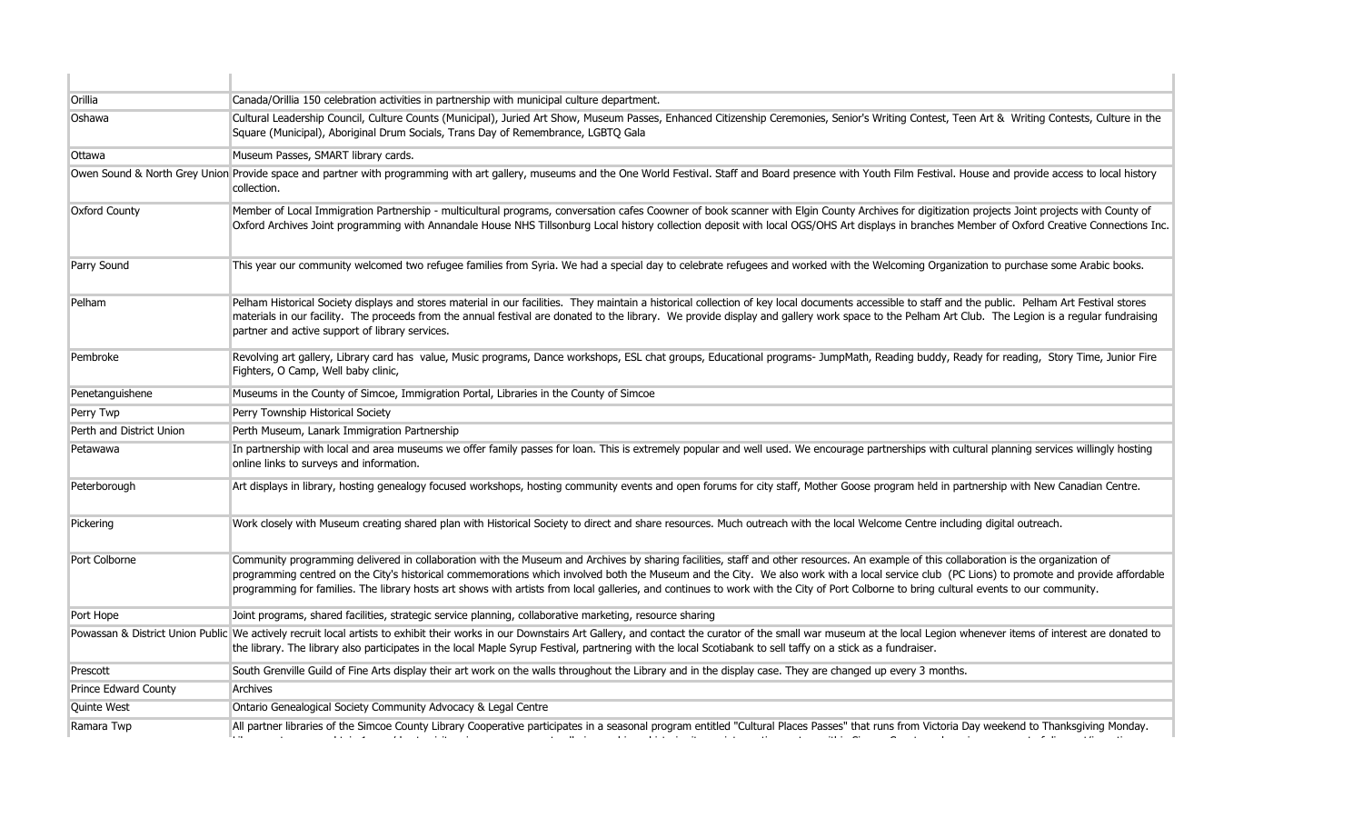| | |
|---|---|
| Orillia | Canada/Orillia 150 celebration activities in partnership with municipal culture department. |
| Oshawa | Cultural Leadership Council, Culture Counts (Municipal), Juried Art Show, Museum Passes, Enhanced Citizenship Ceremonies, Senior's Writing Contest, Teen Art & Writing Contests, Culture in the Square (Municipal), Aboriginal Drum Socials, Trans Day of Remembrance, LGBTQ Gala |
| Ottawa | Museum Passes, SMART library cards. |
| Owen Sound & North Grey Union | Provide space and partner with programming with art gallery, museums and the One World Festival. Staff and Board presence with Youth Film Festival. House and provide access to local history collection. |
| Oxford County | Member of Local Immigration Partnership - multicultural programs, conversation cafes Coowner of book scanner with Elgin County Archives for digitization projects Joint projects with County of Oxford Archives Joint programming with Annandale House NHS Tillsonburg Local history collection deposit with local OGS/OHS Art displays in branches Member of Oxford Creative Connections Inc. |
| Parry Sound | This year our community welcomed two refugee families from Syria. We had a special day to celebrate refugees and worked with the Welcoming Organization to purchase some Arabic books. |
| Pelham | Pelham Historical Society displays and stores material in our facilities. They maintain a historical collection of key local documents accessible to staff and the public. Pelham Art Festival stores materials in our facility. The proceeds from the annual festival are donated to the library. We provide display and gallery work space to the Pelham Art Club. The Legion is a regular fundraising partner and active support of library services. |
| Pembroke | Revolving art gallery, Library card has value, Music programs, Dance workshops, ESL chat groups, Educational programs- JumpMath, Reading buddy, Ready for reading, Story Time, Junior Fire Fighters, O Camp, Well baby clinic, |
| Penetanguishene | Museums in the County of Simcoe, Immigration Portal, Libraries in the County of Simcoe |
| Perry Twp | Perry Township Historical Society |
| Perth and District Union | Perth Museum, Lanark Immigration Partnership |
| Petawawa | In partnership with local and area museums we offer family passes for loan. This is extremely popular and well used. We encourage partnerships with cultural planning services willingly hosting online links to surveys and information. |
| Peterborough | Art displays in library, hosting genealogy focused workshops, hosting community events and open forums for city staff, Mother Goose program held in partnership with New Canadian Centre. |
| Pickering | Work closely with Museum creating shared plan with Historical Society to direct and share resources. Much outreach with the local Welcome Centre including digital outreach. |
| Port Colborne | Community programming delivered in collaboration with the Museum and Archives by sharing facilities, staff and other resources. An example of this collaboration is the organization of programming centred on the City's historical commemorations which involved both the Museum and the City. We also work with a local service club (PC Lions) to promote and provide affordable programming for families. The library hosts art shows with artists from local galleries, and continues to work with the City of Port Colborne to bring cultural events to our community. |
| Port Hope | Joint programs, shared facilities, strategic service planning, collaborative marketing, resource sharing |
| Powassan & District Union Public | We actively recruit local artists to exhibit their works in our Downstairs Art Gallery, and contact the curator of the small war museum at the local Legion whenever items of interest are donated to the library. The library also participates in the local Maple Syrup Festival, partnering with the local Scotiabank to sell taffy on a stick as a fundraiser. |
| Prescott | South Grenville Guild of Fine Arts display their art work on the walls throughout the Library and in the display case. They are changed up every 3 months. |
| Prince Edward County | Archives |
| Quinte West | Ontario Genealogical Society Community Advocacy & Legal Centre |
| Ramara Twp | All partner libraries of the Simcoe County Library Cooperative participates in a seasonal program entitled "Cultural Places Passes" that runs from Victoria Day weekend to Thanksgiving Monday. |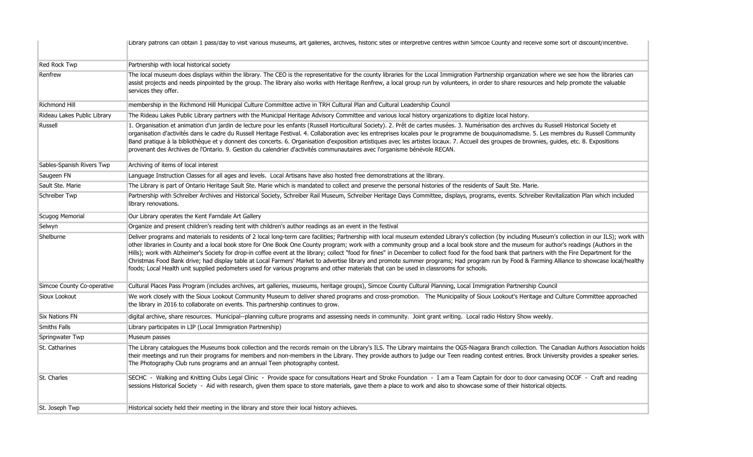| | |
|---|---|
| | Library patrons can obtain 1 pass/day to visit various museums, art galleries, archives, historic sites or interpretive centres within Simcoe County and receive some sort of discount/incentive. |
| Red Rock Twp | Partnership with local historical society |
| Renfrew | The local museum does displays within the library. The CEO is the representative for the county libraries for the Local Immigration Partnership organization where we see how the libraries can assist projects and needs pinpointed by the group. The library also works with Heritage Renfrew, a local group run by volunteers, in order to share resources and help promote the valuable services they offer. |
| Richmond Hill | membership in the Richmond Hill Municipal Culture Committee active in TRH Cultural Plan and Cultural Leadership Council |
| Rideau Lakes Public Library | The Rideau Lakes Public Library partners with the Municipal Heritage Advisory Committee and various local history organizations to digitize local history. |
| Russell | 1. Organisation et animation d'un jardin de lecture pour les enfants (Russell Horticultural Society). 2. Prêt de cartes musées. 3. Numérisation des archives du Russell Historical Society et organisation d'activités dans le cadre du Russell Heritage Festival. 4. Collaboration avec les entreprises locales pour le programme de bouquinomadisme. 5. Les membres du Russell Community Band pratique à la bibliothèque et y donnent des concerts. 6. Organisation d'exposition artistiques avec les artistes locaux. 7. Accueil des groupes de brownies, guides, etc. 8. Expositions provenant des Archives de l'Ontario. 9. Gestion du calendrier d'activités communautaires avec l'organisme bénévole RECAN. |
| Sables-Spanish Rivers Twp | Archiving of items of local interest |
| Saugeen FN | Language Instruction Classes for all ages and levels. Local Artisans have also hosted free demonstrations at the library. |
| Sault Ste. Marie | The Library is part of Ontario Heritage Sault Ste. Marie which is mandated to collect and preserve the personal histories of the residents of Sault Ste. Marie. |
| Schreiber Twp | Partnership with Schreiber Archives and Historical Society, Schreiber Rail Museum, Schreiber Heritage Days Committee, displays, programs, events. Schreiber Revitalization Plan which included library renovations. |
| Scugog Memorial | Our Library operates the Kent Farndale Art Gallery |
| Selwyn | Organize and present children's reading tent with children's author readings as an event in the festival |
| Shelburne | Deliver programs and materials to residents of 2 local long-term care facilities; Partnership with local museum extended Library's collection (by including Museum's collection in our ILS); work with other libraries in County and a local book store for One Book One County program; work with a community group and a local book store and the museum for author's readings (Authors in the Hills); work with Alzheimer's Society for drop-in coffee event at the library; collect "food for fines" in December to collect food for the food bank that partners with the Fire Department for the Christmas Food Bank drive; had display table at Local Farmers' Market to advertise library and promote summer programs; Had program run by Food & Farming Alliance to showcase local/healthy foods; Local Health unit supplied pedometers used for various programs and other materials that can be used in classrooms for schools. |
| Simcoe County Co-operative | Cultural Places Pass Program (includes archives, art galleries, museums, heritage groups), Simcoe County Cultural Planning, Local Immigration Partnership Council |
| Sioux Lookout | We work closely with the Sioux Lookout Community Museum to deliver shared programs and cross-promotion. The Municipality of Sioux Lookout's Heritage and Culture Committee approached the library in 2016 to collaborate on events. This partnership continues to grow. |
| Six Nations FN | digital archive, share resources. Municipal--planning culture programs and assessing needs in community. Joint grant writing. Local radio History Show weekly. |
| Smiths Falls | Library participates in LIP (Local Immigration Partnership) |
| Springwater Twp | Museum passes |
| St. Catharines | The Library catalogues the Museums book collection and the records remain on the Library's ILS. The Library maintains the OGS-Niagara Branch collection. The Canadian Authors Association holds their meetings and run their programs for members and non-members in the Library. They provide authors to judge our Teen reading contest entries. Brock University provides a speaker series. The Photography Club runs programs and an annual Teen photography contest. |
| St. Charles | SECHC - Walking and Knitting Clubs Legal Clinic - Provide space for consultations Heart and Stroke Foundation - I am a Team Captain for door to door canvasing OCOF - Craft and reading sessions Historical Society - Aid with research, given them space to store materials, gave them a place to work and also to showcase some of their historical objects. |
| St. Joseph Twp | Historical society held their meeting in the library and store their local history achieves. |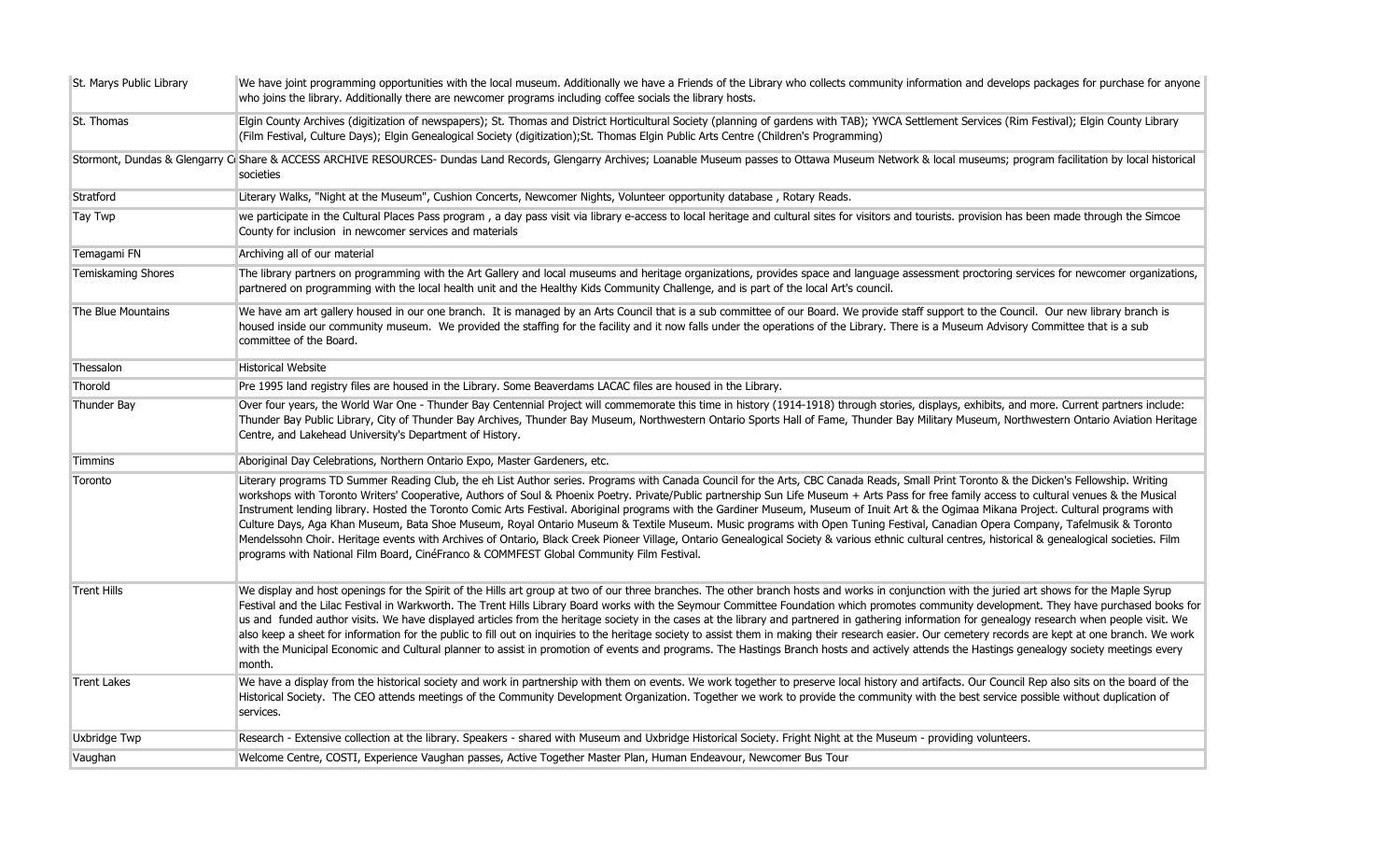| | |
|---|---|
| St. Marys Public Library | We have joint programming opportunities with the local museum. Additionally we have a Friends of the Library who collects community information and develops packages for purchase for anyone who joins the library. Additionally there are newcomer programs including coffee socials the library hosts. |
| St. Thomas | Elgin County Archives (digitization of newspapers); St. Thomas and District Horticultural Society (planning of gardens with TAB); YWCA Settlement Services (Rim Festival); Elgin County Library (Film Festival, Culture Days); Elgin Genealogical Society (digitization);St. Thomas Elgin Public Arts Centre (Children's Programming) |
| Stormont, Dundas & Glengarry C | Share & ACCESS ARCHIVE RESOURCES- Dundas Land Records, Glengarry Archives; Loanable Museum passes to Ottawa Museum Network & local museums; program facilitation by local historical societies |
| Stratford | Literary Walks, "Night at the Museum", Cushion Concerts, Newcomer Nights, Volunteer opportunity database , Rotary Reads. |
| Tay Twp | we participate in the Cultural Places Pass program , a day pass visit via library e-access to local heritage and cultural sites for visitors and tourists. provision has been made through the Simcoe County for inclusion in newcomer services and materials |
| Temagami FN | Archiving all of our material |
| Temiskaming Shores | The library partners on programming with the Art Gallery and local museums and heritage organizations, provides space and language assessment proctoring services for newcomer organizations, partnered on programming with the local health unit and the Healthy Kids Community Challenge, and is part of the local Art's council. |
| The Blue Mountains | We have am art gallery housed in our one branch. It is managed by an Arts Council that is a sub committee of our Board. We provide staff support to the Council. Our new library branch is housed inside our community museum. We provided the staffing for the facility and it now falls under the operations of the Library. There is a Museum Advisory Committee that is a sub committee of the Board. |
| Thessalon | Historical Website |
| Thorold | Pre 1995 land registry files are housed in the Library. Some Beaverdams LACAC files are housed in the Library. |
| Thunder Bay | Over four years, the World War One - Thunder Bay Centennial Project will commemorate this time in history (1914-1918) through stories, displays, exhibits, and more. Current partners include: Thunder Bay Public Library, City of Thunder Bay Archives, Thunder Bay Museum, Northwestern Ontario Sports Hall of Fame, Thunder Bay Military Museum, Northwestern Ontario Aviation Heritage Centre, and Lakehead University's Department of History. |
| Timmins | Aboriginal Day Celebrations, Northern Ontario Expo, Master Gardeners, etc. |
| Toronto | Literary programs TD Summer Reading Club, the eh List Author series. Programs with Canada Council for the Arts, CBC Canada Reads, Small Print Toronto & the Dicken's Fellowship. Writing workshops with Toronto Writers' Cooperative, Authors of Soul & Phoenix Poetry. Private/Public partnership Sun Life Museum + Arts Pass for free family access to cultural venues & the Musical Instrument lending library. Hosted the Toronto Comic Arts Festival. Aboriginal programs with the Gardiner Museum, Museum of Inuit Art & the Ogimaa Mikana Project. Cultural programs with Culture Days, Aga Khan Museum, Bata Shoe Museum, Royal Ontario Museum & Textile Museum. Music programs with Open Tuning Festival, Canadian Opera Company, Tafelmusik & Toronto Mendelssohn Choir. Heritage events with Archives of Ontario, Black Creek Pioneer Village, Ontario Genealogical Society & various ethnic cultural centres, historical & genealogical societies. Film programs with National Film Board, CinéFranco & COMMFEST Global Community Film Festival. |
| Trent Hills | We display and host openings for the Spirit of the Hills art group at two of our three branches. The other branch hosts and works in conjunction with the juried art shows for the Maple Syrup Festival and the Lilac Festival in Warkworth. The Trent Hills Library Board works with the Seymour Committee Foundation which promotes community development. They have purchased books for us and funded author visits. We have displayed articles from the heritage society in the cases at the library and partnered in gathering information for genealogy research when people visit. We also keep a sheet for information for the public to fill out on inquiries to the heritage society to assist them in making their research easier. Our cemetery records are kept at one branch. We work with the Municipal Economic and Cultural planner to assist in promotion of events and programs. The Hastings Branch hosts and actively attends the Hastings genealogy society meetings every month. |
| Trent Lakes | We have a display from the historical society and work in partnership with them on events. We work together to preserve local history and artifacts. Our Council Rep also sits on the board of the Historical Society. The CEO attends meetings of the Community Development Organization. Together we work to provide the community with the best service possible without duplication of services. |
| Uxbridge Twp | Research - Extensive collection at the library. Speakers - shared with Museum and Uxbridge Historical Society. Fright Night at the Museum - providing volunteers. |
| Vaughan | Welcome Centre, COSTI, Experience Vaughan passes, Active Together Master Plan, Human Endeavour, Newcomer Bus Tour |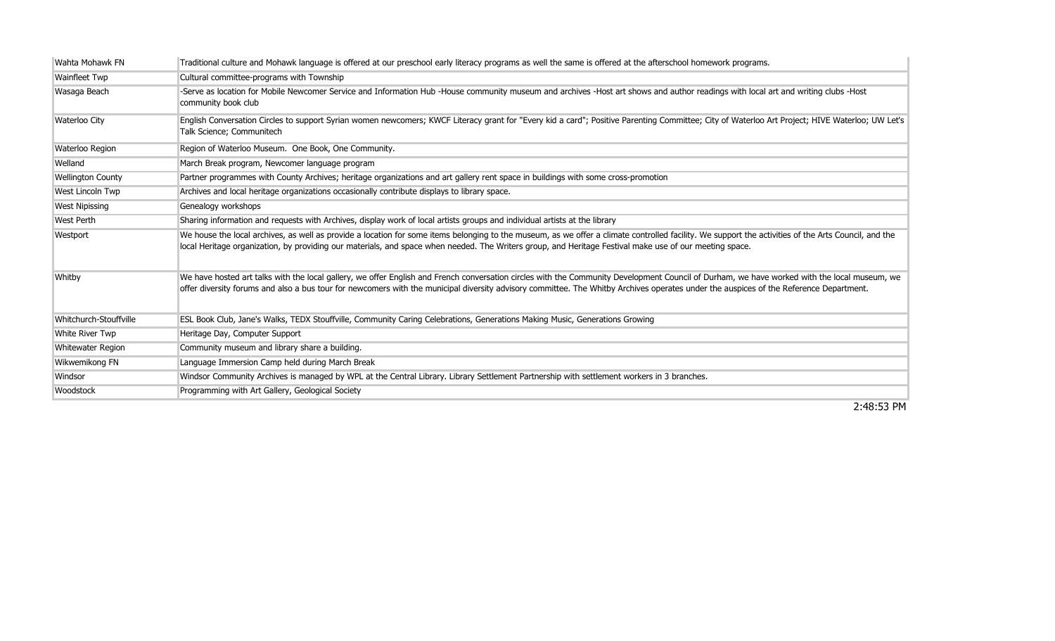| | |
|---|---|
| Wahta Mohawk FN | Traditional culture and Mohawk language is offered at our preschool early literacy programs as well the same is offered at the afterschool homework programs. |
| Wainfleet Twp | Cultural committee-programs with Township |
| Wasaga Beach | -Serve as location for Mobile Newcomer Service and Information Hub -House community museum and archives -Host art shows and author readings with local art and writing clubs -Host community book club |
| Waterloo City | English Conversation Circles to support Syrian women newcomers; KWCF Literacy grant for "Every kid a card"; Positive Parenting Committee; City of Waterloo Art Project; HIVE Waterloo; UW Let's Talk Science; Communitech |
| Waterloo Region | Region of Waterloo Museum. One Book, One Community. |
| Welland | March Break program, Newcomer language program |
| Wellington County | Partner programmes with County Archives; heritage organizations and art gallery rent space in buildings with some cross-promotion |
| West Lincoln Twp | Archives and local heritage organizations occasionally contribute displays to library space. |
| West Nipissing | Genealogy workshops |
| West Perth | Sharing information and requests with Archives, display work of local artists groups and individual artists at the library |
| Westport | We house the local archives, as well as provide a location for some items belonging to the museum, as we offer a climate controlled facility. We support the activities of the Arts Council, and the local Heritage organization, by providing our materials, and space when needed. The Writers group, and Heritage Festival make use of our meeting space. |
| Whitby | We have hosted art talks with the local gallery, we offer English and French conversation circles with the Community Development Council of Durham, we have worked with the local museum, we offer diversity forums and also a bus tour for newcomers with the municipal diversity advisory committee. The Whitby Archives operates under the auspices of the Reference Department. |
| Whitchurch-Stouffville | ESL Book Club, Jane's Walks, TEDX Stouffville, Community Caring Celebrations, Generations Making Music, Generations Growing |
| White River Twp | Heritage Day, Computer Support |
| Whitewater Region | Community museum and library share a building. |
| Wikwemikong FN | Language Immersion Camp held during March Break |
| Windsor | Windsor Community Archives is managed by WPL at the Central Library. Library Settlement Partnership with settlement workers in 3 branches. |
| Woodstock | Programming with Art Gallery, Geological Society |